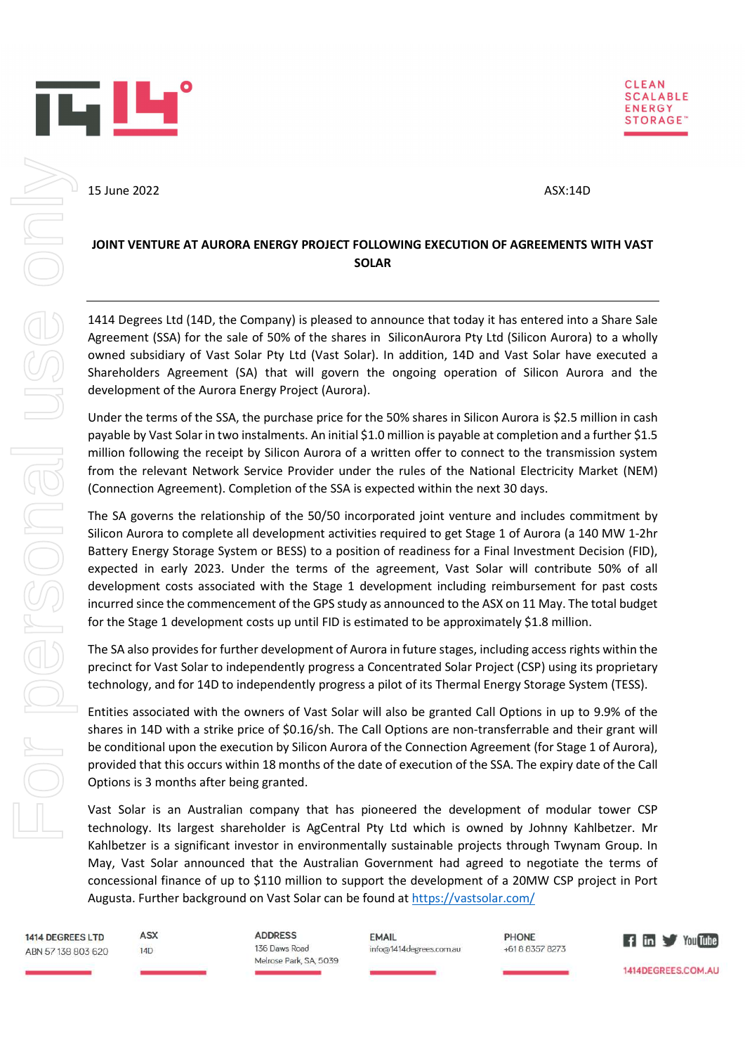15 June 2022 ASX:14D

# JOINT VENTURE AT AURORA ENERGY PROJECT FOLLOWING EXECUTION OF AGREEMENTS WITH VAST SOLAR

1414 Degrees Ltd (14D, the Company) is pleased to announce that today it has entered into a Share Sale Agreement (SSA) for the sale of 50% of the shares in SiliconAurora Pty Ltd (Silicon Aurora) to a wholly owned subsidiary of Vast Solar Pty Ltd (Vast Solar). In addition, 14D and Vast Solar have executed a Shareholders Agreement (SA) that will govern the ongoing operation of Silicon Aurora and the development of the Aurora Energy Project (Aurora).

Under the terms of the SSA, the purchase price for the 50% shares in Silicon Aurora is $2.5 million in cash payable by Vast Solar in two instalments. An initial $1.0 million is payable at completion and a further $1.5 million following the receipt by Silicon Aurora of a written offer to connect to the transmission system from the relevant Network Service Provider under the rules of the National Electricity Market (NEM) (Connection Agreement). Completion of the SSA is expected within the next 30 days.

The SA governs the relationship of the 50/50 incorporated joint venture and includes commitment by Silicon Aurora to complete all development activities required to get Stage 1 of Aurora (a 140 MW 1-2hr Battery Energy Storage System or BESS) to a position of readiness for a Final Investment Decision (FID), expected in early 2023. Under the terms of the agreement, Vast Solar will contribute 50% of all development costs associated with the Stage 1 development including reimbursement for past costs incurred since the commencement of the GPS study as announced to the ASX on 11 May. The total budget for the Stage 1 development costs up until FID is estimated to be approximately $1.8 million.

The SA also provides for further development of Aurora in future stages, including access rights within the precinct for Vast Solar to independently progress a Concentrated Solar Project (CSP) using its proprietary technology, and for 14D to independently progress a pilot of its Thermal Energy Storage System (TESS).

Entities associated with the owners of Vast Solar will also be granted Call Options in up to 9.9% of the shares in 14D with a strike price of $0.16/sh. The Call Options are non-transferrable and their grant will be conditional upon the execution by Silicon Aurora of the Connection Agreement (for Stage 1 of Aurora), provided that this occurs within 18 months of the date of execution of the SSA. The expiry date of the Call Options is 3 months after being granted.

Vast Solar is an Australian company that has pioneered the development of modular tower CSP technology. Its largest shareholder is AgCentral Pty Ltd which is owned by Johnny Kahlbetzer. Mr Kahlbetzer is a significant investor in environmentally sustainable projects through Twynam Group. In May, Vast Solar announced that the Australian Government had agreed to negotiate the terms of concessional finance of up to $110 million to support the development of a 20MW CSP project in Port Augusta. Further background on Vast Solar can be found at [https://vastsolar.com/](https://vastsolar.com/)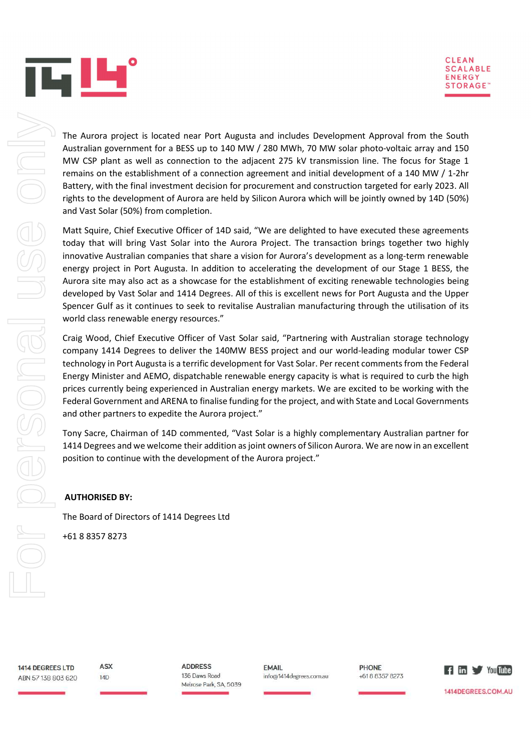The Aurora project is located near Port Augusta and includes Development Approval from the South Australian government for a BESS up to 140 MW / 280 MWh, 70 MW solar photo-voltaic array and 150 MW CSP plant as well as connection to the adjacent 275 kV transmission line. The focus for Stage 1 remains on the establishment of a connection agreement and initial development of a 140 MW / 1-2hr Battery, with the final investment decision for procurement and construction targeted for early 2023. All rights to the development of Aurora are held by Silicon Aurora which will be jointly owned by 14D (50%) and Vast Solar (50%) from completion.

Matt Squire, Chief Executive Officer of 14D said, "We are delighted to have executed these agreements today that will bring Vast Solar into the Aurora Project. The transaction brings together two highly innovative Australian companies that share a vision for Aurora's development as a long-term renewable energy project in Port Augusta. In addition to accelerating the development of our Stage 1 BESS, the Aurora site may also act as a showcase for the establishment of exciting renewable technologies being developed by Vast Solar and 1414 Degrees. All of this is excellent news for Port Augusta and the Upper Spencer Gulf as it continues to seek to revitalise Australian manufacturing through the utilisation of its world class renewable energy resources."

Craig Wood, Chief Executive Officer of Vast Solar said, "Partnering with Australian storage technology company 1414 Degrees to deliver the 140MW BESS project and our world-leading modular tower CSP technology in Port Augusta is a terrific development for Vast Solar. Per recent comments from the Federal Energy Minister and AEMO, dispatchable renewable energy capacity is what is required to curb the high prices currently being experienced in Australian energy markets. We are excited to be working with the Federal Government and ARENA to finalise funding for the project, and with State and Local Governments and other partners to expedite the Aurora project."

Tony Sacre, Chairman of 14D commented, "Vast Solar is a highly complementary Australian partner for 1414 Degrees and we welcome their addition as joint owners of Silicon Aurora. We are now in an excellent position to continue with the development of the Aurora project."

**AUTHORISED BY:**

The Board of Directors of 1414 Degrees Ltd

+61 8 8357 8273